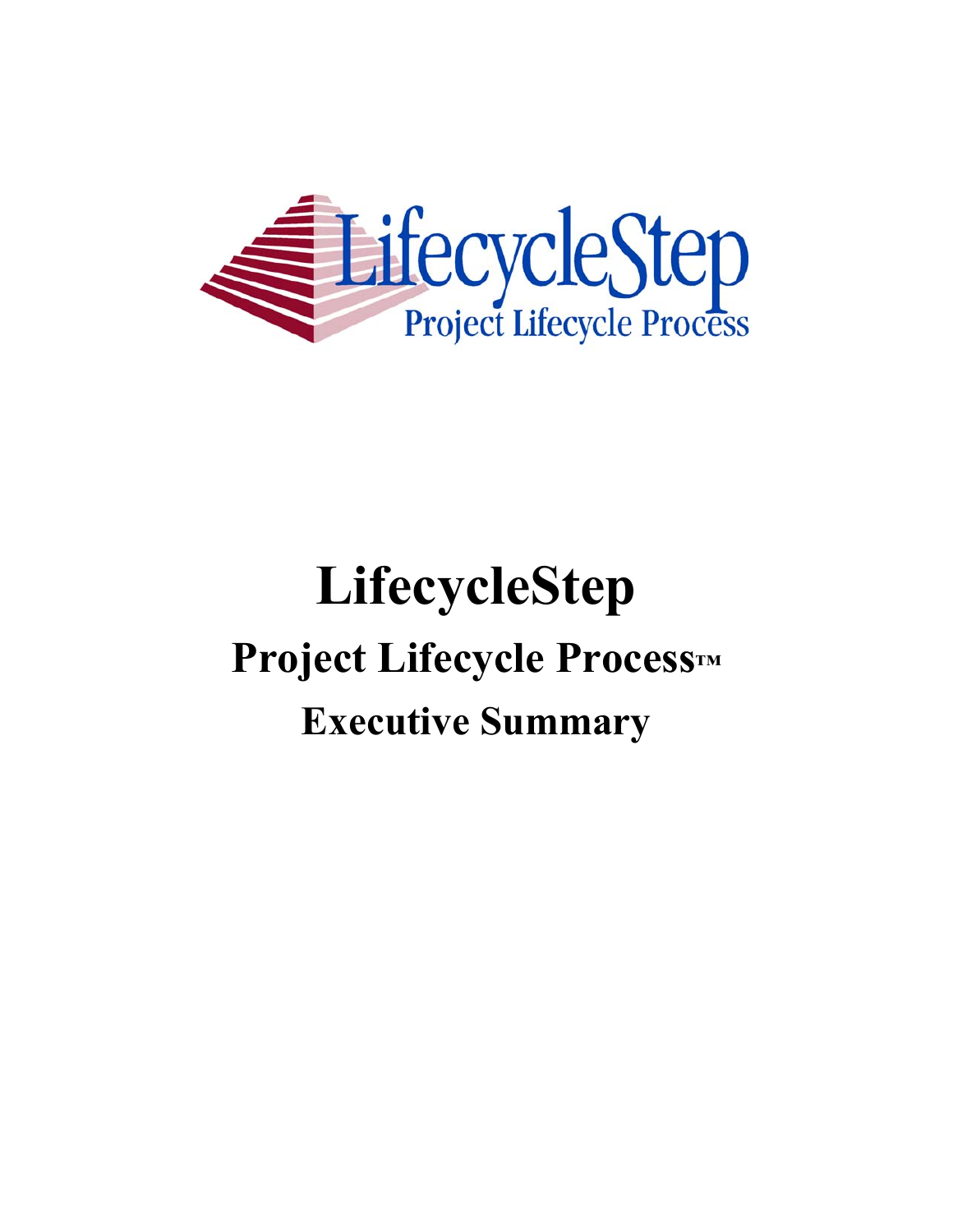LifecycleStep
Project Lifecycle Process

# LifecycleStep

## Project Lifecycle Process™

## Executive Summary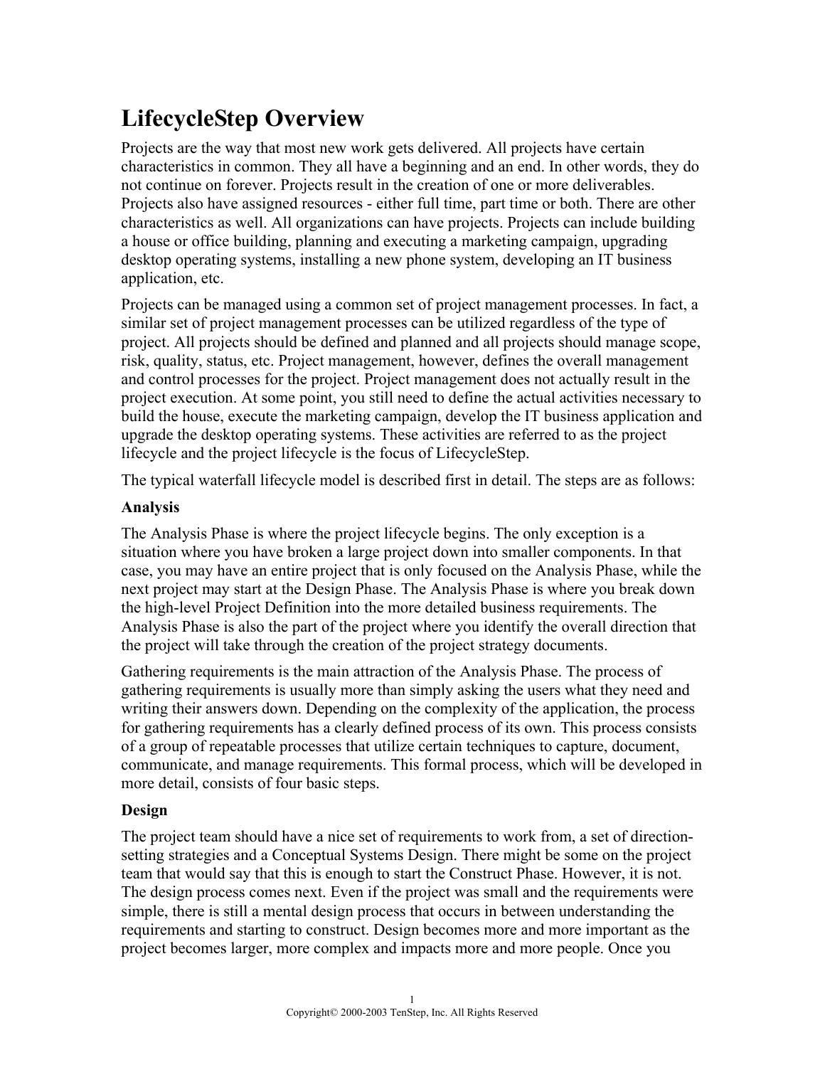# LifecycleStep Overview

Projects are the way that most new work gets delivered. All projects have certain characteristics in common. They all have a beginning and an end. In other words, they do not continue on forever. Projects result in the creation of one or more deliverables. Projects also have assigned resources - either full time, part time or both. There are other characteristics as well. All organizations can have projects. Projects can include building a house or office building, planning and executing a marketing campaign, upgrading desktop operating systems, installing a new phone system, developing an IT business application, etc.

Projects can be managed using a common set of project management processes. In fact, a similar set of project management processes can be utilized regardless of the type of project. All projects should be defined and planned and all projects should manage scope, risk, quality, status, etc. Project management, however, defines the overall management and control processes for the project. Project management does not actually result in the project execution. At some point, you still need to define the actual activities necessary to build the house, execute the marketing campaign, develop the IT business application and upgrade the desktop operating systems. These activities are referred to as the project lifecycle and the project lifecycle is the focus of LifecycleStep.

The typical waterfall lifecycle model is described first in detail. The steps are as follows:

**Analysis**

The Analysis Phase is where the project lifecycle begins. The only exception is a situation where you have broken a large project down into smaller components. In that case, you may have an entire project that is only focused on the Analysis Phase, while the next project may start at the Design Phase. The Analysis Phase is where you break down the high-level Project Definition into the more detailed business requirements. The Analysis Phase is also the part of the project where you identify the overall direction that the project will take through the creation of the project strategy documents.

Gathering requirements is the main attraction of the Analysis Phase. The process of gathering requirements is usually more than simply asking the users what they need and writing their answers down. Depending on the complexity of the application, the process for gathering requirements has a clearly defined process of its own. This process consists of a group of repeatable processes that utilize certain techniques to capture, document, communicate, and manage requirements. This formal process, which will be developed in more detail, consists of four basic steps.

**Design**

The project team should have a nice set of requirements to work from, a set of direction-setting strategies and a Conceptual Systems Design. There might be some on the project team that would say that this is enough to start the Construct Phase. However, it is not. The design process comes next. Even if the project was small and the requirements were simple, there is still a mental design process that occurs in between understanding the requirements and starting to construct. Design becomes more and more important as the project becomes larger, more complex and impacts more and more people. Once you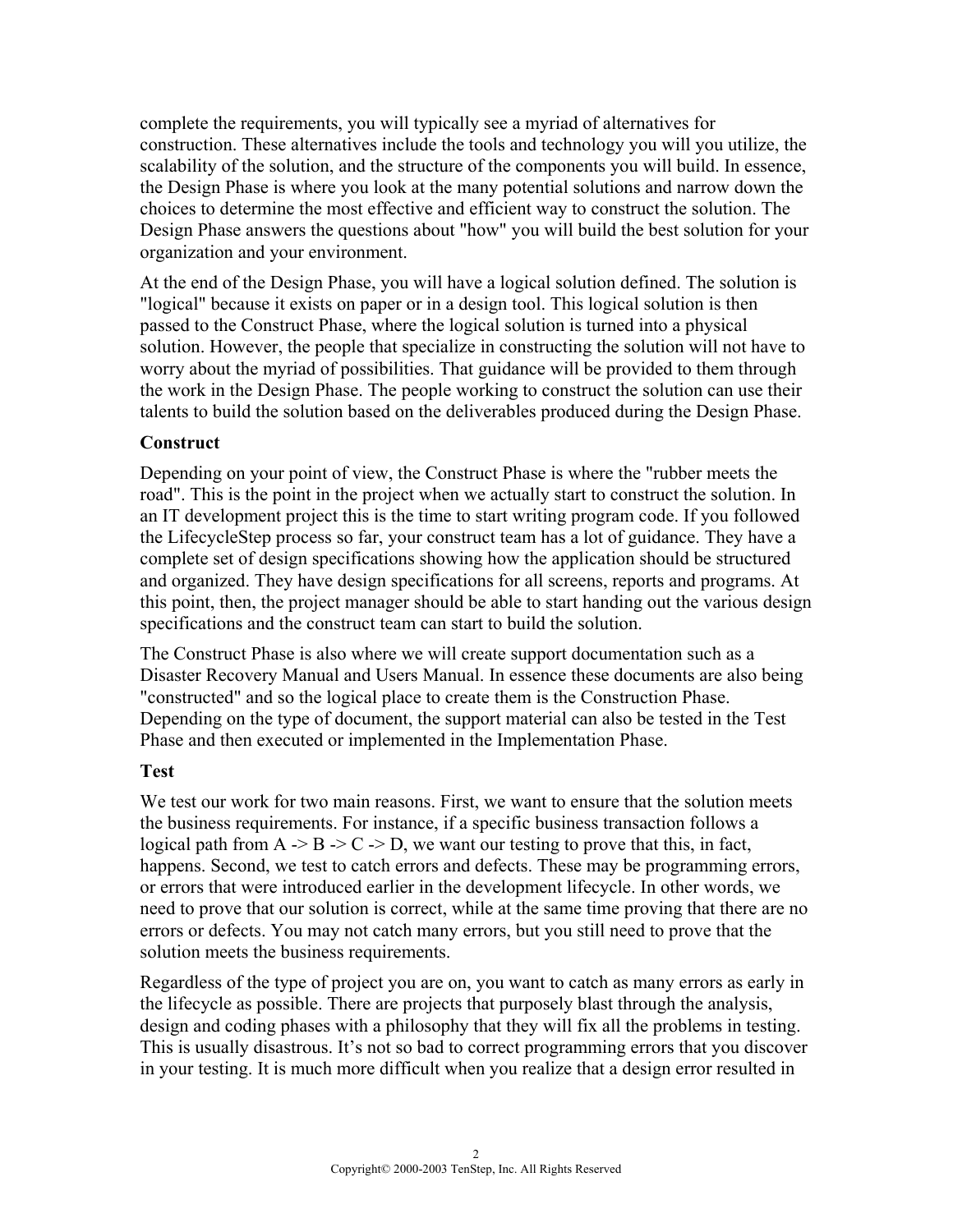complete the requirements, you will typically see a myriad of alternatives for construction. These alternatives include the tools and technology you will you utilize, the scalability of the solution, and the structure of the components you will build. In essence, the Design Phase is where you look at the many potential solutions and narrow down the choices to determine the most effective and efficient way to construct the solution. The Design Phase answers the questions about "how" you will build the best solution for your organization and your environment.

At the end of the Design Phase, you will have a logical solution defined. The solution is "logical" because it exists on paper or in a design tool. This logical solution is then passed to the Construct Phase, where the logical solution is turned into a physical solution. However, the people that specialize in constructing the solution will not have to worry about the myriad of possibilities. That guidance will be provided to them through the work in the Design Phase. The people working to construct the solution can use their talents to build the solution based on the deliverables produced during the Design Phase.

**Construct**

Depending on your point of view, the Construct Phase is where the "rubber meets the road". This is the point in the project when we actually start to construct the solution. In an IT development project this is the time to start writing program code. If you followed the LifecycleStep process so far, your construct team has a lot of guidance. They have a complete set of design specifications showing how the application should be structured and organized. They have design specifications for all screens, reports and programs. At this point, then, the project manager should be able to start handing out the various design specifications and the construct team can start to build the solution.

The Construct Phase is also where we will create support documentation such as a Disaster Recovery Manual and Users Manual. In essence these documents are also being "constructed" and so the logical place to create them is the Construction Phase. Depending on the type of document, the support material can also be tested in the Test Phase and then executed or implemented in the Implementation Phase.

**Test**

We test our work for two main reasons. First, we want to ensure that the solution meets the business requirements. For instance, if a specific business transaction follows a logical path from A -> B -> C -> D, we want our testing to prove that this, in fact, happens. Second, we test to catch errors and defects. These may be programming errors, or errors that were introduced earlier in the development lifecycle. In other words, we need to prove that our solution is correct, while at the same time proving that there are no errors or defects. You may not catch many errors, but you still need to prove that the solution meets the business requirements.

Regardless of the type of project you are on, you want to catch as many errors as early in the lifecycle as possible. There are projects that purposely blast through the analysis, design and coding phases with a philosophy that they will fix all the problems in testing. This is usually disastrous. It's not so bad to correct programming errors that you discover in your testing. It is much more difficult when you realize that a design error resulted in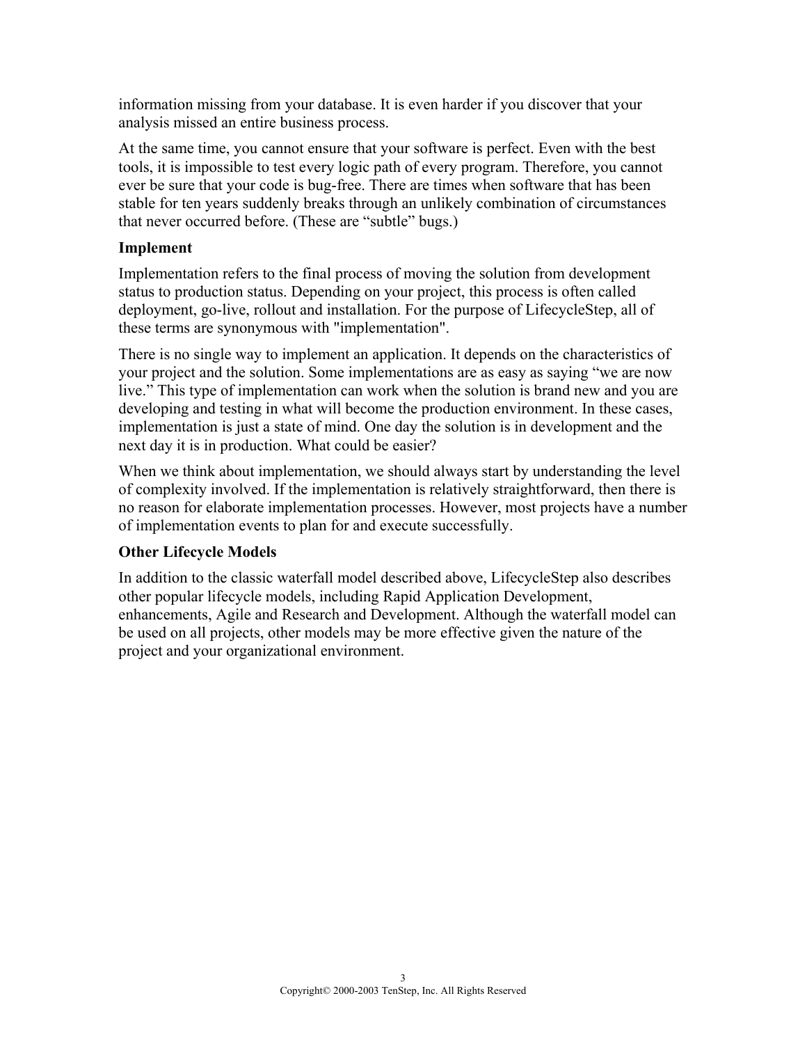information missing from your database. It is even harder if you discover that your analysis missed an entire business process.

At the same time, you cannot ensure that your software is perfect. Even with the best tools, it is impossible to test every logic path of every program. Therefore, you cannot ever be sure that your code is bug-free. There are times when software that has been stable for ten years suddenly breaks through an unlikely combination of circumstances that never occurred before. (These are "subtle" bugs.)

**Implement**

Implementation refers to the final process of moving the solution from development status to production status. Depending on your project, this process is often called deployment, go-live, rollout and installation. For the purpose of LifecycleStep, all of these terms are synonymous with "implementation".

There is no single way to implement an application. It depends on the characteristics of your project and the solution. Some implementations are as easy as saying "we are now live." This type of implementation can work when the solution is brand new and you are developing and testing in what will become the production environment. In these cases, implementation is just a state of mind. One day the solution is in development and the next day it is in production. What could be easier?

When we think about implementation, we should always start by understanding the level of complexity involved. If the implementation is relatively straightforward, then there is no reason for elaborate implementation processes. However, most projects have a number of implementation events to plan for and execute successfully.

**Other Lifecycle Models**

In addition to the classic waterfall model described above, LifecycleStep also describes other popular lifecycle models, including Rapid Application Development, enhancements, Agile and Research and Development. Although the waterfall model can be used on all projects, other models may be more effective given the nature of the project and your organizational environment.